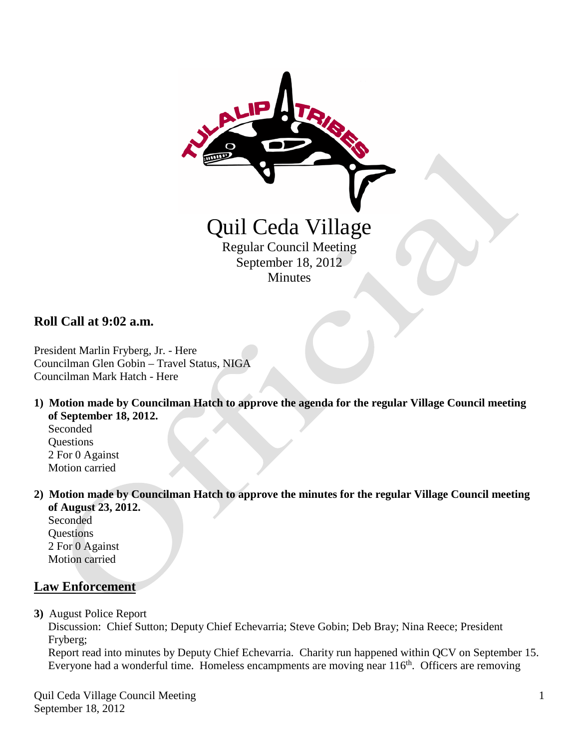# Quil Ceda Village

Regular Council Meeting
September 18, 2012
Minutes

## Roll Call at 9:02 a.m.

President Marlin Fryberg, Jr. - Here
Councilman Glen Gobin – Travel Status, NIGA
Councilman Mark Hatch - Here

1) **Motion made by Councilman Hatch to approve the agenda for the regular Village Council meeting of September 18, 2012.**
   Seconded
   Questions
   2 For 0 Against
   Motion carried

2) **Motion made by Councilman Hatch to approve the minutes for the regular Village Council meeting of August 23, 2012.**
   Seconded
   Questions
   2 For 0 Against
   Motion carried

## Law Enforcement

3) August Police Report
   Discussion: Chief Sutton; Deputy Chief Echevarria; Steve Gobin; Deb Bray; Nina Reece; President Fryberg;
   Report read into minutes by Deputy Chief Echevarria. Charity run happened within QCV on September 15. Everyone had a wonderful time. Homeless encampments are moving near 116th. Officers are removing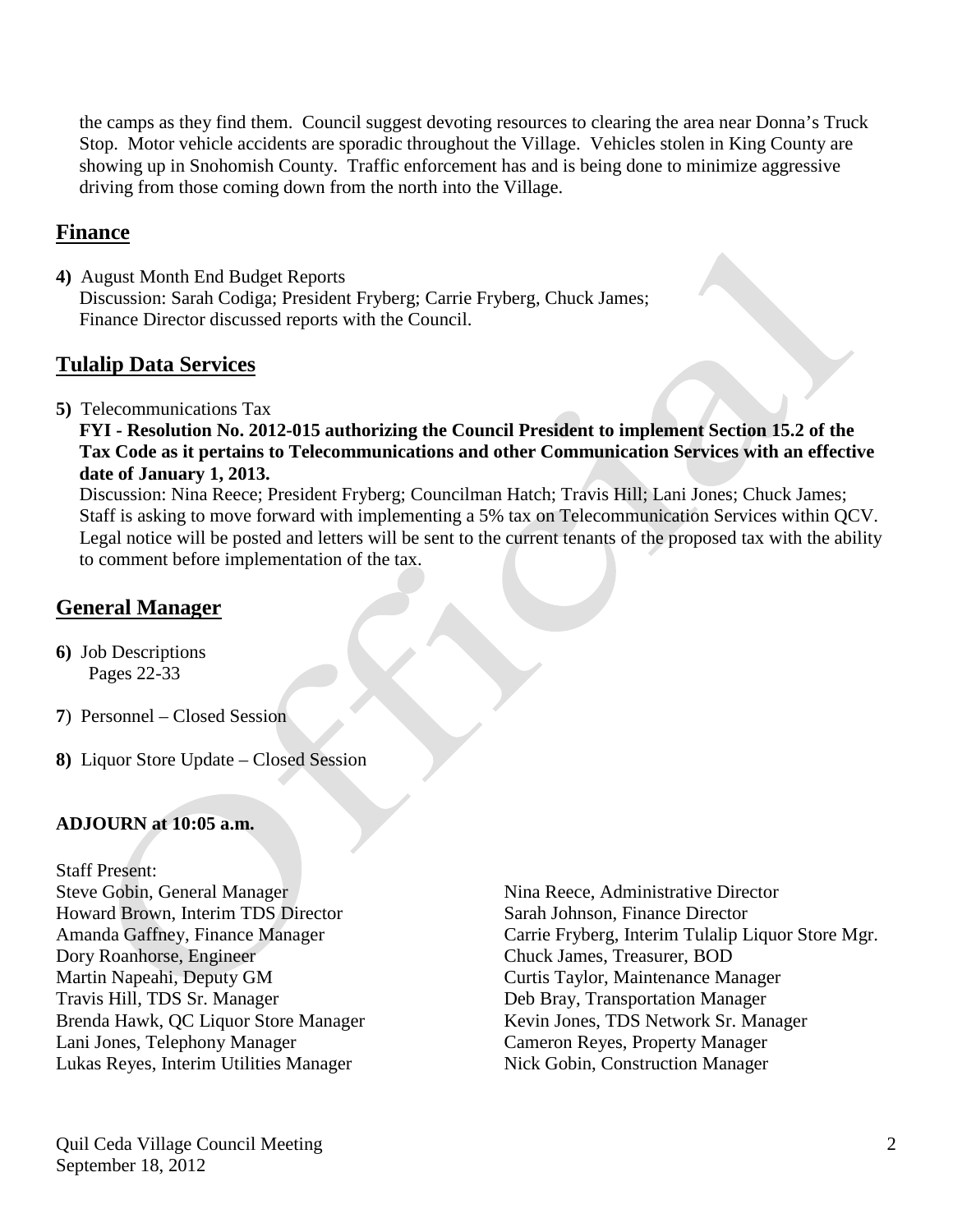the camps as they find them. Council suggest devoting resources to clearing the area near Donna's Truck Stop. Motor vehicle accidents are sporadic throughout the Village. Vehicles stolen in King County are showing up in Snohomish County. Traffic enforcement has and is being done to minimize aggressive driving from those coming down from the north into the Village.

## Finance

**4)** August Month End Budget Reports
Discussion: Sarah Codiga; President Fryberg; Carrie Fryberg, Chuck James;
Finance Director discussed reports with the Council.

## Tulalip Data Services

**5)** Telecommunications Tax
**FYI - Resolution No. 2012-015 authorizing the Council President to implement Section 15.2 of the Tax Code as it pertains to Telecommunications and other Communication Services with an effective date of January 1, 2013.**
Discussion: Nina Reece; President Fryberg; Councilman Hatch; Travis Hill; Lani Jones; Chuck James;
Staff is asking to move forward with implementing a 5% tax on Telecommunication Services within QCV. Legal notice will be posted and letters will be sent to the current tenants of the proposed tax with the ability to comment before implementation of the tax.

## General Manager

**6)** Job Descriptions
Pages 22-33

**7**) Personnel – Closed Session

**8)** Liquor Store Update – Closed Session

**ADJOURN at 10:05 a.m.**

Staff Present:
Steve Gobin, General Manager
Howard Brown, Interim TDS Director
Amanda Gaffney, Finance Manager
Dory Roanhorse, Engineer
Martin Napeahi, Deputy GM
Travis Hill, TDS Sr. Manager
Brenda Hawk, QC Liquor Store Manager
Lani Jones, Telephony Manager
Lukas Reyes, Interim Utilities Manager
Nina Reece, Administrative Director
Sarah Johnson, Finance Director
Carrie Fryberg, Interim Tulalip Liquor Store Mgr.
Chuck James, Treasurer, BOD
Curtis Taylor, Maintenance Manager
Deb Bray, Transportation Manager
Kevin Jones, TDS Network Sr. Manager
Cameron Reyes, Property Manager
Nick Gobin, Construction Manager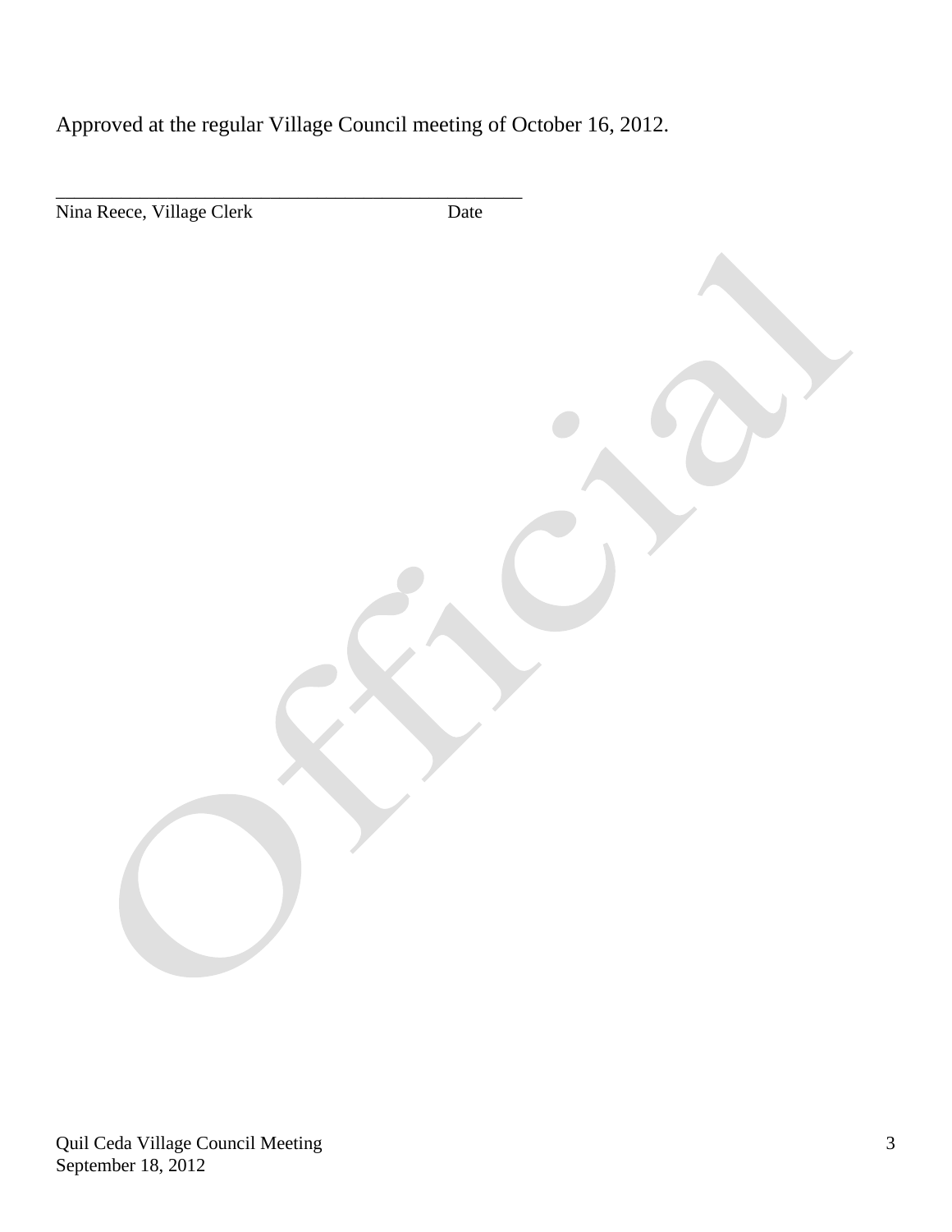Approved at the regular Village Council meeting of October 16, 2012.

\_\_\_\_\_\_\_\_\_\_\_\_\_\_\_\_\_\_\_\_\_\_\_\_\_\_\_\_\_\_\_\_\_\_\_\_\_\_\_\_\_\_\_\_\_\_\_\_\_\_\_

Nina Reece, Village Clerk                                   Date